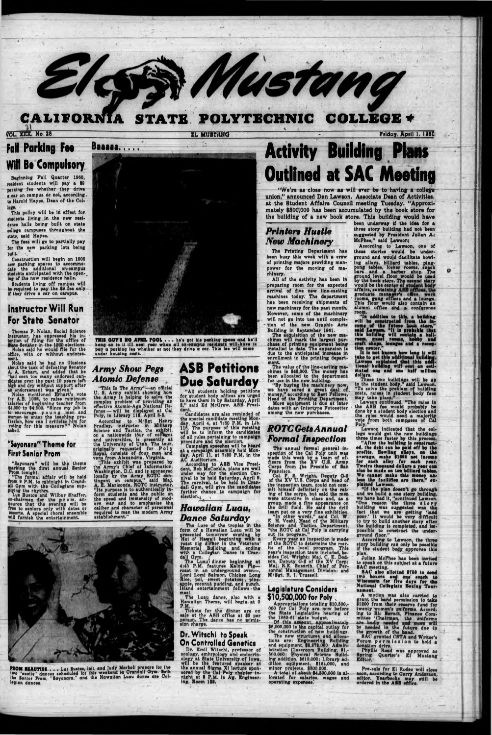# El Mustang

**CALIFORNIA STATE POLYTECHNIC COLLEGE**

VOL. XXII, No. 26 — EL MUSTANG — Friday, April 1, 1960

## Fall Parking Fee Will Be Compulsory

Beginning Fall Quarter 1960, resident students will pay a $9 parking fee whether they drive a car on campus or not, according to Harold Hayes, Dean of the College.

This policy will be in effect for students living in the new residence halls being built on state college campuses throughout the state, said Hayes.

The fees will go to partially pay for the new parking lots being built.

Construction will begin on 1000 new parking spaces to accommodate the additional on-campus students anticipated with the opening of the new residence halls.

Students living off campus will be required to pay the $9 fee only if they drive a car on campus.

## Instructor Will Run For State Senator

Thomas P. Nolan, Social Science instructor, has expressed his intention of filing for the office of State Senator in the 1960 elections. Nolan said he would file for the office, with or without endorsement.

Nolan said he had no illusions about the task of defeating Senator A. A. Erhart, and added that he "had seen too many endorsed candidates over the past 10 years left high and dry without support after an endorsement was given."

Nolan mentioned Erhart's vote for A.B. 1008, to raise minimum salaries of beginning teacher from $4,000 to $4,800. "Since my job is to encourage young men and women to enter the teaching profession, how can I criticize him for voting for this measure?" Nolan asked.

## "Sayonara" Theme for First Senior Prom

"Sayonara" will be the theme marking the first annual Senior Prom tonight.

"The formal affair will be held from 9 P.M. to midnight in Crandall Gym with the Collegians supplying the rhythm.

Lus Bustos and Wilbur Shaffer, co-chairmen for the prom, announce that the evening will be free to seniors only with dates or escorts. A special choral ensemble will furnish the entertainment.

## Baaaaa.....

THIS GUY'S NO APRIL FOOL . . . he's got his parking space and he'll hang on to it till next year when all on-campus residents will have to pay a parking fee whether or not they drive a car. This fee will come under housing costs.

## Army Show Pegs Atomic Defense

"This Is The Army"—an official U. S. Army exhibit showing how the Army is helping to solve the complex problem of providing an effective Atomic-Age National Defense — will be displayed at Cal Poly, in Library 118, April 5-5.

According to M/Sgt Henry Bradley, instructor in Military Science and Tactics, the exhibit, on a nationwide tour of colleges and universities, is presently at the University of Utah. The tour, originally requested for Poly Royal, consists of four men and vans from Alexandria, Virginia.

"This exhibit was prepared by the Army's Chief of Information, Washington, D.C. and is sponsored locally by the Army ROTC contingent on campus," said Maj. A. E. Mariconda, ROTC instructor. "Its purpose is to authentically inform students and the public on the speed and immensity of modern war and to emphasize the caliber and character of personnel required to man the modern Army establishment."

## ASB Petitions Due Saturday

"All students holding petitions for student body offices are urged to have them in by Saturday, April 2," said Ed McGrew, ASB President.

Candidates are also reminded of the special candidate meeting Monday, April 4, at 7:30 P.M. in Lib. 118. The purpose of this meeting will be to inform the candidates of all rules pertaining to campaign procedure and the election.

Campaign speeches will be heard at a campaign assembly held Monday, April 11, at 7:30 P.M. in the AC Auditorium.

According to ASB Vice President, Bob McCorkle, plans are well under way for the election Carnival to be held Saturday, April 9. The carnival, to be held in Crandall Gym, will give the candidates further chance to campaign for election.

## Hawaiian Luau, Dance Saturday

The Lure of the tropics in the form of a Hawaiian Luau will be presented tomorrow evening by Hui o' Hawaii beginning with a roast pig dinner in the Veterans' Memorial Building and ending with a Collegian Dance in Crandall Gym.

The Luau dinner beginning at 4:30 P.M. features Kalua Pig—roast in an underground oven—, Lomi Lomi Salmon, Chicken Long Rice, poi, sweet potatoes, pineapple, coconut pudding, and punch. Island entertainment follows the meal.

The Luau dance, also with a Hawaiian Theme, will begin at 9 P.M.

Tickets for the dinner are on sale at the ASB office at $2 per person. The dance has no admission charge.

## Dr. Witschi to Speak On Controlled Genetics

Dr. Emil Witschi, professor of zoology, embryology and endocrinology at State University of Iowa, will be the featured speaker at the annual Sigma Xi lecture sponsored by the Cal Poly chapter tonight, at 8 P.M. in Ag. Engineering, Room 128.

PROM BEAUTIES . . . Lus Bustos, left, and Judy Marboll prepare for the two "exotic" dances scheduled for this weekend in Crandall Gym. Both the Senior Prom, "Sayonara," and the Hawaiian Luau dance are Collegian dances.

# Activity Building Plans Outlined at SAC Meeting

"We're as close now as will ever be to having a college union," announced Dan Lawson, Associate Dean of Activities, at the Student Affairs Council meeting Tuesday. "Approximately $800,000 has been accumulated by the book store for the building of a new book store. This building would have been underway if the idea for a three story building had not been suggested by President Julian A. McPhee," said Lawson.

According to Lawson, one of these stories would be underground and would facilitate bowling alleys, billiard tables, ping-pong tables, locker rooms, snack bars and a barber shop. The ground level floor would be used by the book store. The second story would be the center of student body affairs, containing ASB offices, the graduate manager's office, work rooms, gang offices and a lounge. This floor would also contain an alumni office and a conference room.

"In addition to this, a building will be constructed from the income of the future book store," said Lawson. "It is probable that this building will contain a ballroom, guest rooms, hobby and craft shops, lounges and a reception center."

It is not known how long it will take to get this additional building. Lawson explained that this additional building will cost an estimated one and one half million dollars.

These two buildings will be up to the student body," said Lawson. "To solve the problem of building costs, raises in student body fees may take place."

Lawson continued, "The raise in the ASB fee would probably be done by a student body election and the raise would need a majority vote from both campuses of Cal Poly."

Lawson indicated that the college would get the new buildings three times faster by this process.

"After the building is constructed, the debt can be paid off by the profits. Bowling alleys, on the average, make $1000 net income for each alley for each year. Twelve thousand dollars a year can also be made on ten billiard tables. We cannot make this money unless the facilities are there," explained Lawson.

"If the plan doesn't go through and we build a one story building, we have had it," continued Lawson. "One reason the three story building was suggested was the fact that we are getting 'land poor.' It would be very difficult to try to build another story after the building is completed, and impossible to construct the underground floor."

According to Lawson, the three story building can only be possible if the student body approves this plan.

Julian McPhee has been invited to speak on this subject at a future SAC meeting.

SAC also allotted $750 to send two boxers and one coach to Wisconsin for five days for the National Collegiate Boxing Tournament.

A motion was also carried to grant the band permission to take $1300 from their reserve fund for twenty women's uniforms. According to Ric Berndt, Finance Committee Chairman, the uniforms are badly needed and more will be needed in the future due to the growth of the band.

SAC granted CRTA and Writer's Forum permission to hold a donation drive.

Phyllis Read was approved as Spring Quarter's El Mustang Editor.

Pre-sale for El Rodeo will close soon, according to Gerry Anderson, editor. Yearbooks may still be ordered in the ASB office.

## Printers Hustle New Machinery

The Printing Department has been busy this week with a crew of printing majors providing manpower for the moving of machinery.

All of the activity has been in preparing room for the expected arrival of five new line-casting machines today. The department has been receiving shipments of new machinery for the past month. However, some of the machinery will not go into use until completion of the new Graphic Arts Building in September 1961.

The acquisition of the new machines will mark the largest purchase of printing equipment being installed to date. The expansion is due to the anticipated increase in enrollment in the printing department.

The value of the line-casting machines is $48,000. The money has been allocated to the department for use in the new building.

"By buying the machinery now, we have saved a great deal of money," according to Bert Fellows, Head of the Printing Department.

More equipment is due at later dates with an Intertype Fotosetter among the new purchases.

## ROTC Gets Annual Formal Inspection

The annual formal general inspection of the Cal Poly unit was made this week by a team of officers from the XV U.S. Army Corps from the Presidio of San Francisco.

Col. F. E. Wright, Deputy G-3 of the XV U.S. Corps and head of the inspection team, could not commit himself definitely on the rating of the corps, but said the men were attentive in class and, as a group, made a fine appearance on the drill field. He said the drill team put on a very fine exhibition.

"In other words," said Col. W. E. H. Voehl, Head of the Military Science and Tactics Department, "the ROTC at Cal Poly is carrying out its program."

Every year an inspection is made of the ROTC to determine the merits of the local program. This year's inspection team included, besides Col. Wright; Maj. C. E. Dodson, Deputy G-3 of the XV Corp; Maj. R.E. Bozarth, Chief of Personnel Management Division; and M/Sgt. R. L. Trussell.

## Legislature Considers $10,500,000 for Poly

Appropriations totaling $10,500,000 for Cal Poly are now before the State Legislative hearing of the 1960-61 state budget.

Of this amount, approximately $6,000,000 is the capital outlay for the construction of new buildings.

The new structures and allocations are: Engineering Building and equipment, $3,278,000; Administration Classroom Building, $1,500,000; Physical Science Building addition, $610,000; Library addition equipment, $164,000, and minor projects, $500,000.

A total of about $4,500,000 is allocated for salaries, wages and operating expenses.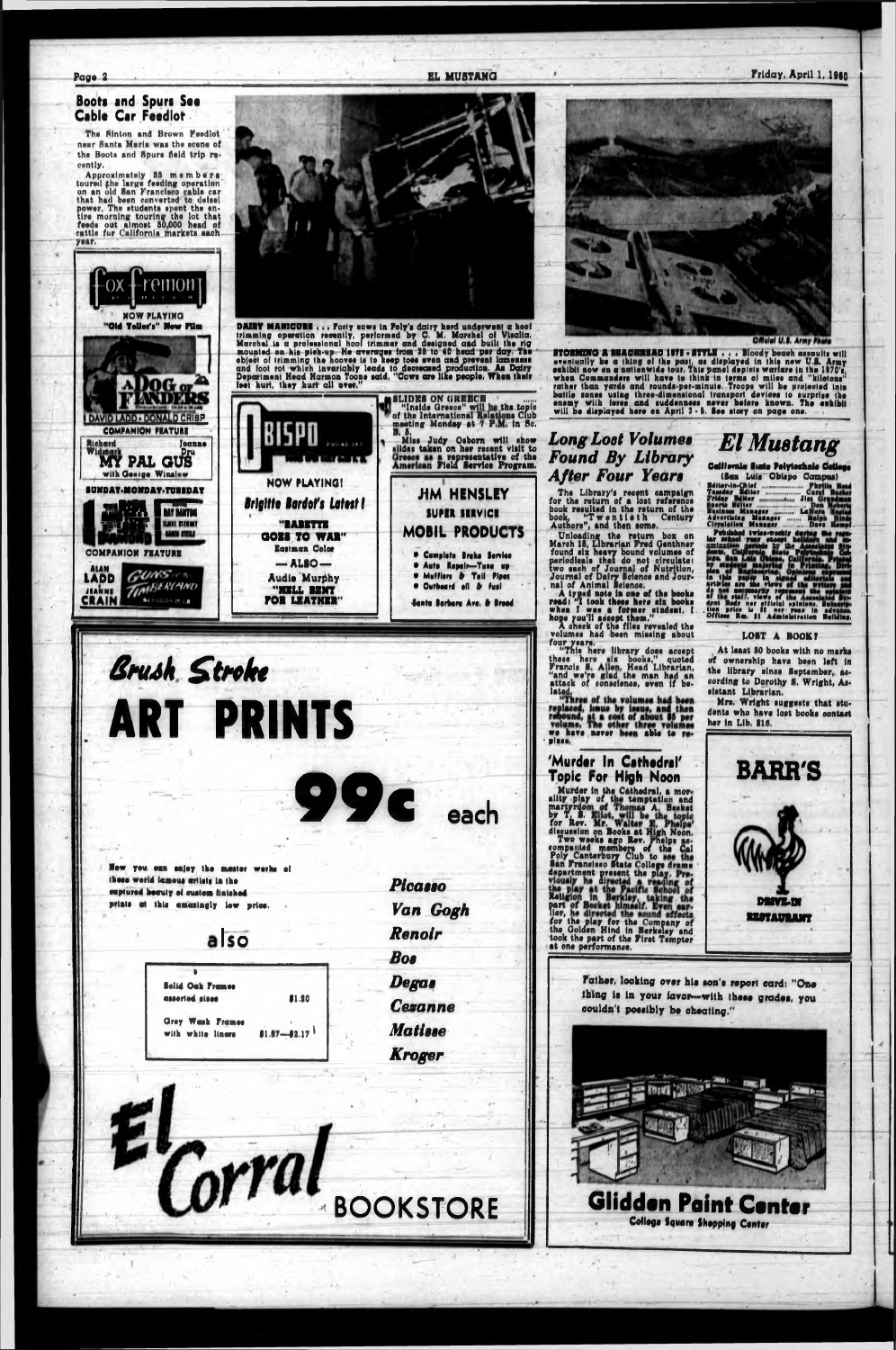## Boots and Spurs See Cable Car Feedlot

The Sinton and Brown Feedlot near Santa Maria was the scene of the Boots and Spurs field trip recently.

Approximately 35 members toured the large feeding operation on an old San Francisco cable car that had been converted to deisel power. The students spent the entire morning touring the lot that feeds out almost 50,000 head of cattle for California markets each year.

DAIRY MANICURE . . . Forty cows in Poly's dairy herd underwent a hoof trimming operation recently, performed by C. M. Marshel of Visalia. Marshel is a professional hoof trimmer and designed and built the rig mounted on his pick-up. He averages from 35 to 40 head per day. The object of trimming the hooves is to keep toes even and prevent lameness and foot rot which invariably leads to decreased production. As Dairy Department Head Harmon Toone said, "Cows are like people. When their feet hurt, they hurt all over."

STORMING A BEACHHEAD 1870's STYLE . . . Bloody beach assaults will eventually be a thing of the past, as displayed in this new U.S. Army exhibit now on a nationwide tour. This panel depicts warfare in the 1870's, when Commanders will have to think in terms of miles and "kilotons" rather than yards and rounds-per-minute. Troops will be projected into battle zones using three-dimensional transport devices to surprise the enemy with force and suddenness never before known. The exhibit will be displayed here on April 3 - 5. See story on page one.

Official U.S. Army Photo

**Fox Fremont**
NOW PLAYING
"Old Yeller's" New Film
A DOG of FLANDERS
DAVID LADD · DONALD CRISP
COMPANION FEATURE
Richard Widmark · Joanne Dru
MY PAL GUS
with George Winslow
SUNDAY-MONDAY-TUESDAY
COMPANION FEATURE
ALAN LADD · JEANNE CRAIN
GUNS OF THE TIMBERLAND

**OBISPO**
NOW PLAYING!
Brigitte Bardot's Latest!
"BABETTE GOES TO WAR"
Eastman Color
— ALSO —
Audie Murphy
"HELL BENT FOR LEATHER"

### SLIDES ON GREECE

"Inside Greece" will be the topic of the International Relations Club meeting Monday at 7 P.M. in Sc. E. 5.

Miss Judy Osborn will show slides taken on her recent visit to Greece as a representative of the American Field Service Program.

**JIM HENSLEY**
SUPER SERVICE
MOBIL PRODUCTS
- Complete Brake Service
- Auto Repair—Tune up
- Mufflers & Tail Pipes
- Outboard oil & fuel

Santa Barbara Ave. & Broad

## Long Lost Volumes Found By Library After Four Years

The Library's recent campaign for the return of a lost reference book resulted in the return of the book, "Twentieth Century Authors", and then some.

Unloading the return box on March 18, Librarian Fred Genthner found six heavy bound volumes of periodicals that do not circulate: two each of Journal of Nutrition, Journal of Dairy Science and Journal of Animal Science.

A typed note in one of the books read: "I took these here six books when I was a former student. I hope you'll accept them."

A check of the files revealed the volumes had been missing about four years.

"This here library does accept these here six books," quoted Francis E. Allen, Head Librarian, "and we're glad the man had an attack of conscience, even if belated."

"Three of the volumes had been replaced, issue by issue, and then rebound, at a cost of about $5 per volume. The other three volumes we have never been able to replace.

## 'Murder In Cathedral' Topic For High Noon

Murder in the Cathedral, a morality play of the temptation and martyrdom of Thomas A. Becket by T. S. Eliot, will be the topic for Rev. Mr. Walter E. Phelps' discussion on Books at High Noon.

Two weeks ago Rev. Phelps accompanied members of the Cal Poly Canterbury Club to see the San Francisco State College drama department present the play. Previously he directed a reading of the play at the Pacific School of Religion in Berkley, taking the part of Becket himself. Even earlier, he directed the sound effects for the play for the Company of the Golden Hind in Berkeley and took the part of the First Tempter at one performance.

# El Mustang

California State Polytechnic College
(San Luis Obispo Campus)

Editor-in-Chief ........ Phyllis Reed
Tuesday Editor ........ Carol Becker
Friday Editor ........ Jim Grossman
Sports Editor ........ Don Roberts
Business Manager ........ LaMoyne Gould
Advertising Manager ........ Ralph Hinds
Circulation Manager ........ Dave Morey

Published twice-weekly during the regular school year except holidays and examination periods by the Associated Students, California State Polytechnic College, San Luis Obispo, California. Printed by students majoring in Printing Engineering. Opinions expressed in this paper in signed editorials and articles are the views of the writers and do not necessarily represent the opinions of the staff, views of the Associated Student body nor official opinion. Subscription price is $3 per year in advance. Offices Rm. 21 Administration Building.

### LOST A BOOK?

At least 30 books with no marks of ownership have been left in the library since September, according to Dorothy S. Wright, Assistant Librarian.

Mrs. Wright suggests that students who have lost books contact her in Lib. 216.

**BARR'S**
DRIVE-IN RESTAURANT

Father, looking over his son's report card: "One thing is in your favor—with these grades, you couldn't possibly be cheating."

**Glidden Paint Center**
College Square Shopping Center

# Brush Stroke ART PRINTS

# 99c each

Now you can enjoy the master works of these world famous artists in the captured beauty of custom finished prints at this amazingly low price.

*Picasso*
*Van Gogh*
*Renoir*
*Bos*
*Degas*
*Cezanne*
*Matisse*
*Kroger*

also

| | |
|---|---|
| Solid Oak Frames assorted sizes | $1.20 |
| Grey Wash Frames with white liners | $1.67—$2.17 |

**El Corral BOOKSTORE**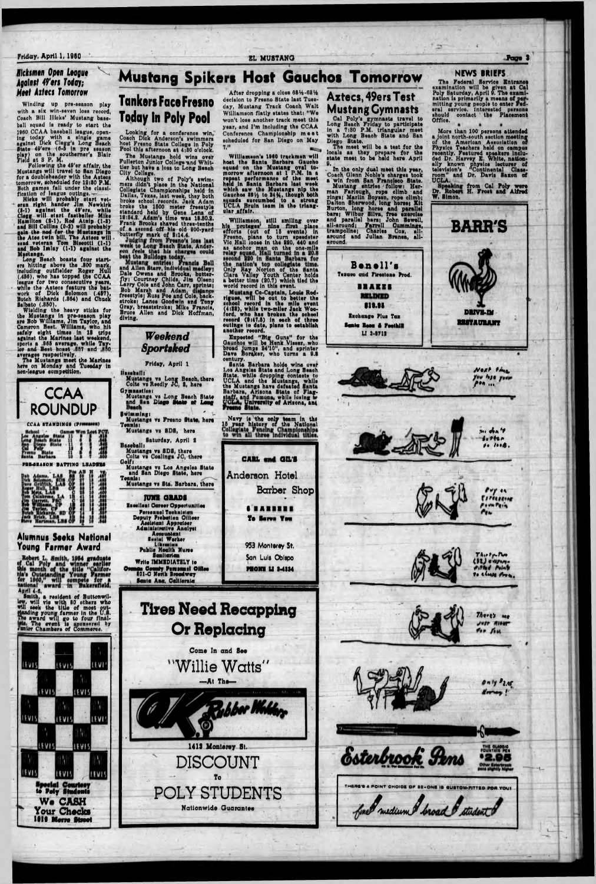## Hicksmen Open League Against 49'ers Today; Meet Aztecs Tomorrow

Winding up pre-season play with a six win-seven loss record, Coach Bill Hicks' Mustang baseball squad is ready to start the 1960 CCAA baseball league, opening today with a single game against Dick Clegg's Long Beach State 49'ers (6-5 in pre season play) on the southerner's Blair Field at 3 P. M.

Following the 49'er affair, the Mustangs will travel to San Diego for a doubleheader with the Aztecs tomorrow, scheduled for 12:30 P.M. Both games fall under the classification of league outings.

Hicks will probably start veteran right hander Jim Newkirk (3-1) against the 49'ers, while Clegg will start fastballer Mike Hamilton (3-1). Rod Airola (1-3) and Bill Collins (0-3) will probably gain the nod for the Mustangs in the Aztec twin bill. The Aztecs will send veteran Tom Biscotti (1-1) and Bob Imlay (1-1) against the Mustangs.

Long Beach boasts four starters hitting above the .300 mark, including outfielder Roger Hull (.486), who has topped the CCAA league for two consecutive years, while the Aztecs feature the batwork of Dick Solomon (.487), Butch Richards (.364) and Chuck Salbato (.350).

Wielding the heavy sticks for the Mustangs in pre-season play are Bob Williams, Jim Taylor, and Cameron Best. Williams, who hit safely eight times in 18 trips against the Marines last weekend, sports a .365 average, while Taylor and Best boast .357 and .350 averages respectively.

The Mustangs meet the Marines here on Monday and Tuesday in non-league competition.

## CCAA ROUNDUP

CCAA STANDINGS (Preseason)

| School | Games | Won | Lost | PCT. |
|---|---|---|---|---|
| Los Angeles State | | | | |
| Long Beach State | | | | |
| San Diego State | | | | |
| Cal Poly | | | | |
| Fresno State | | | | |
| Santa Barbara | | | | |

PRE-SEASON BATTING LEADERS

| | Pos | AB | H | Avg. |
|---|---|---|---|---|
| Bob Adams, LAS | | | | |
| Dick Solomon, SDS | OF | | | |
| Dave Griffith, LBS | OF | | | |
| Roger Hull, LBS | OF | | | |
| Bill Mota, LAS | | | | |
| Tom Calabrese, LA | | | | |
| Al Garrett, LBS | | | | |
| Bob Williams, CP | | | | |
| Jim Taylor, CP | | | | |
| Cameron Best, CP | | | | |
| Butch Richards, SD | OF | | | |
| Bob Brice, LBS | | | | |
| Steve Hartman, LBS | OF | | | |

## Alumnus Seeks National Young Farmer Award

Robert L. Smith, 1954 graduate of Cal Poly and winner earlier this month of the title "California's Outstanding Young Farmer for 1960," will compete for a national award in Bakersfield, April 4-6.

Smith, a resident of Buttonwillow, will vie with 50 others who will seek the title of most outstanding young farmer in the U.S. The award will go to four finalists. The event is sponsored by Junior Chambers of Commerce.

LEVIS LEVIS LEVIS

**Special Courtesy to Poly Students**

**We CASH Your Checks**

**1010 Morro Street**

# Mustang Spikers Host Gauchos Tomorrow

## Tankers Face Fresno Today In Poly Pool

Looking for a conference win, Coach Dick Anderson's swimmers host Fresno State College in Poly Pool this afternoon at 4:30 o'clock.

The Mustangs hold wins over Fullerton Junior College and Whittier but have a loss to Long Beach City College.

Although two of Poly's swimmers didn't place in the National Collegiate Championships held in Dallas, Texas, last week, they both broke school records. Jack Adam broke the 1500 meter freestyle standard held by Gene Lena of 18:54.3. Adam's time was 18:50.2. Frank Brooks shaved three-tenths of a second off his old 200-yard butterfly mark of 2:14.4.

Judging from Fresno's loss last week to Long Beach State, Anderson feels that his charges could beat the Bulldogs today.

Mustang entries: Francis Bell and Allen Starr, individual medley; Dale Owens and Brooks, butterfly; Courtney Childs, Jim Olsen; Larry Cole and John Carr, sprints; Bob Marsh and Adam, distance freestyle; Russ Poe and Cole, backstroke; Lance Goodwin and Tony Gray, breaststroke; Mike Francis, Bruce Allen and Dick Hoffman, diving.

### Weekend Sportsked

**Friday, April 1**

**Baseball:**
Mustangs vs Long Beach, there
Colts vs Reedly JC, 3, here

**Gymnastics:**
Mustangs vs Long Beach State and San Diego State at Long Beach

**Swimming:**
Mustangs vs Fresno State, here

**Tennis:**
Mustangs vs SDS, here

**Saturday, April 2**

**Baseball:**
Mustangs vs SDS, there
Colts vs Coalinga JC, there

**Golf:**
Mustangs vs Los Angeles State and San Diego State, here

**Tennis:**
Mustangs vs Sta. Barbara, there

**JUNE GRADS**

Excellent Career Opportunities

Personnel Technician
Deputy Probation Officer
Assistant Appraiser
Administrative Analyst
Accountant
Social Worker
Librarian
Public Health Nurse
Sanitarian

Write IMMEDIATELY to
Orange County Personnel Office
801-C North Broadway
Santa Ana, California

After dropping a close 68½-62½ decision to Fresno State last Tuesday, Mustang Track Coach Walt Williamson flatly states that: "We won't lose another track meet this year, and I'm including the CCAA Conference Championship meet scheduled for San Diego on May 7."

Williamson's 1960 trackmen will host the Santa Barbara Gaucho squad on the Mustang oval tomorrow afternoon at 1 P.M. in a repeat performance of the meet held in Santa Barbara last week which saw the Mustangs nip the Gauchos 39½ to 24¾, though both squads succumbed to a strong UCLA Bruin team in the triangular affair.

Williamson, still smiling over his proteges' nine first place efforts (out of 15 events) in Fresno, plans to turn speedster Vic Hall loose in the 220, 440 and as anchor man on the one-mile relay squad. Hall turned in a 20.8 second 220 in Santa Barbara for the nation's top collegiate time. Only Ray Norton of the Santa Clara Valley Youth Center holds a better time (20.7) which tied the world record in this event.

Mustang Co-Captain, Louis Rodrigues, will be out to better the school record in the mile event (4:22), while two-miler Jack Wooford, who has broken the school record (9:47.8) in each of three outings to date, plans to establish another record.

Expected "Big Guns" for the Gauchos will be Henk Visser, who broad jumps 24'10", and sprinter Dave Boraker, who turns a 9.8 century.

Santa Barbara holds wins over Los Angeles State and Long Beach State, while dropping contests to UCLA and the Mustangs, while the Mustangs have defeated Santa Barbara, Arizona State of Flagstaff, and Pomona, while losing to UCLA, University of Arizona, and Fresno State.

Navy is the only team in the 15 year history of the National Collegiate Fencing Championships to win all three individual titles.

## Aztecs, 49ers Test Mustang Gymnasts

Cal Poly's gymnasts travel to Long Beach Friday to participate in a 7:30 P.M. triangular meet with Long Beach State and San Diego State.

The meet will be a test for the locals as they prepare for the state meet to be held here April 9.

In the only dual meet this year, Coach Glenn Noble's charges took a win from San Francisco State.

Mustang entries follow: Herman Farlough, rope climb and rings; Marlin Boysen, rope climb; Dalton Sherwood, long horse; Kit Burton, long horse and parallel bars; Wilbur Silva, free exercise and parallel bars; John Sewell, all-around; Farrell Cummings, trampoline; Charles Cox, all-around and Julian Branca, all-around.

**Benell's**
Texaco and Firestone Prod.
BRAKES RELINED
$19.95
Exchange Plus Tax
Santa Rosa & Foothill
LI 3-8712

**CARL and GIL'S**

**Anderson Hotel Barber Shop**

6 BARBERS To Serve You

953 Monterey St.
San Luis Obispo
PHONE LI 3-4324

## Tires Need Recapping Or Replacing

Come In and See

"Willie Watts"

—At The—

O.K. Rubber Welders

1413 Monterey St.

DISCOUNT To POLY STUDENTS

Nationwide Guarantee

## NEWS BRIEFS

The Federal Service Entrance examination will be given at Cal Poly Saturday, April 9. The examination is primarily a means of permitting young people to enter Federal service. Interested persons should contact the Placement Office.

More than 100 persons attended a joint north-south section meeting of the American Association of Physics Teachers held on campus recently. Featured speakers included Dr. Harvey E. White, nationally known physics lecturer of television's "Continental Classroom" and Dr. Davis Saxon of UCLA.

Speaking from Cal Poly were Dr. Robert H. Frost and Alfred W. Simon.

**BARR'S**

DRIVE-IN RESTAURANT

Next time you lose your pen ...

Don't bother to look.

Buy an Esterbrook Fountain Pen

Thirty-two (32) custom-fitted points to choose from.

There's one just right for you.

Only $2.95 Hooray!

**Esterbrook Pens**

THE CLASSIC FOUNTAIN PEN $2.95 Other Esterbrook pens slightly higher

THERE'S A POINT CHOICE OF 32—ONE IS CUSTOM-FITTED FOR YOU!

fine medium broad student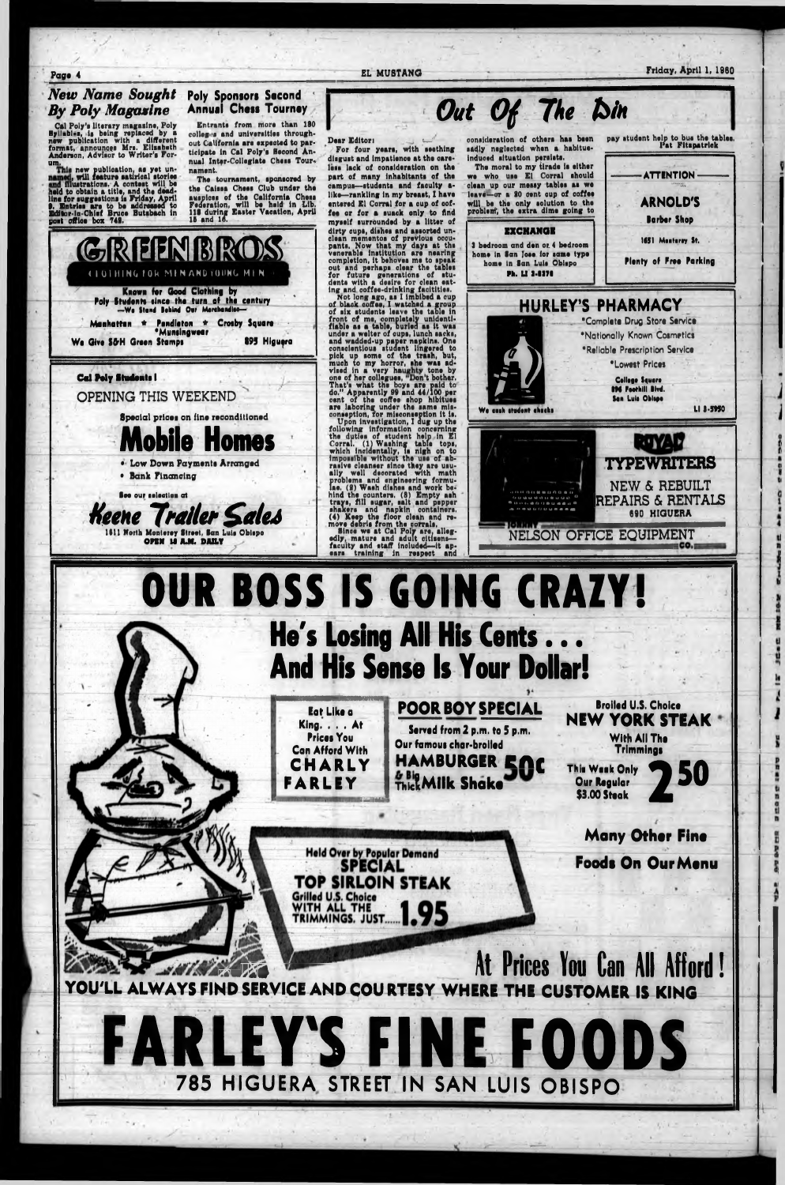## New Name Sought By Poly Magazine

Cal Poly's literary magazine, Poly Syllables, is being replaced by a new publication with a different format, announces Mrs. Elizabeth Anderson, Advisor to Writer's Forum.

This new publication, as yet unnamed, will feature satirical stories and illustrations. A contest will be held to obtain a title, and the deadline for suggestions is Friday, April 8. Entries are to be addressed to Editor-in-Chief Bruce Butsbach in post office box 748.

## Poly Sponsors Second Annual Chess Tourney

Entrants from more than 180 colleges and universities throughout California are expected to participate in Cal Poly's Second Annual Inter-Collegiate Chess Tournament.

The tournament, sponsored by the Caissa Chess Club under the auspices of the California Chess Federation, will be held in Lib. 118 during Easter Vacation, April 15 and 16.

---

**GREEN BROS**

CLOTHING FOR MEN AND YOUNG MEN

Known for Good Clothing by Poly Students since the turn of the century
—We Stand Behind Our Merchandise—

Manhattan ★ Pendleton ★ Crosby Square
*Munsingwear

We Give S&H Green Stamps — 895 Higuera

---

**Cal Poly Students!**

OPENING THIS WEEKEND

Special prices on fine reconditioned

# Mobile Homes

- Low Down Payments Arranged
- Bank Financing

See our selection at

**Keene Trailer Sales**

1611 North Monterey Street, San Luis Obispo
OPEN 10 A.M. DAILY

---

## Out Of The Din

Dear Editor:

For four years, with seething disgust and impatience at the careless lack of consideration on the part of many inhabitants of the campus—students and faculty alike—rankling in my breast, I have entered El Corral for a cup of coffee or for a snack only to find myself surrounded by a litter of dirty cups, dishes and assorted unclean mementos of previous occupants. Now that my days at the venerable institution are nearing completion, it behooves me to speak out and perhaps clear the tables for future generations of students with a desire for clean eating and coffee-drinking facilities.

Not long ago, as I imbibed a cup of black coffee, I watched a group of six students leave the table in front of me, completely unidentifiable as a table, buried as it was under a welter of cups, lunch sacks, and wadded-up paper napkins. One conscientious student lingered to pick up some of the trash, but, much to my horror, she was advised in a very haughty tone by one of her colleagues, "Don't bother. That's what the boys are paid to do." Apparently 99 and 44/100 per cent of the coffee shop habitues are laboring under the same misconception, for misconception it is.

Upon investigation, I dug up the following information concerning the duties of student help in El Corral. (1) Washing table tops, which incidentally, is nigh on to impossible without the use of abrasive cleanser since they are usually well decorated with math problems and engineering formulae. (2) Wash dishes and work behind the counters. (3) Empty ash trays, fill sugar, salt and pepper shakers and napkin containers. (4) Keep the floor clean and remove debris from the corrals.

Since we at Cal Poly are, allegedly, mature and adult citizens—faculty and staff included—it appears training in respect and consideration of others has been sadly neglected when a habitue-induced situation persists.

The moral to my tirade is either we who use El Corral should clean up our messy tables as we leave—or a 20 cent cup of coffee will be the only solution to the problem, the extra dime going to pay student help to bus the tables.

Pat Fitzpatrick

---

**EXCHANGE**

3 bedroom and den or 4 bedroom home in San Jose for same type home in San Luis Obispo
Ph. LI 3-8378

---

—ATTENTION—

**ARNOLD'S**

Barber Shop

1651 Monterey St.

Plenty of Free Parking

---

**HURLEY'S PHARMACY**

- Complete Drug Store Service
- Nationally Known Cosmetics
- Reliable Prescription Service
- Lowest Prices

College Square
896 Foothill Blvd.
San Luis Obispo

We cash student checks — LI 3-5950

---

**ROYAL TYPEWRITERS**

NEW & REBUILT
REPAIRS & RENTALS
690 HIGUERA

JOHNNY NELSON OFFICE EQUIPMENT CO.

---

# OUR BOSS IS GOING CRAZY!

## He's Losing All His Cents . . . And His Sense Is Your Dollar!

Eat Like a King. . . . At Prices You Can Afford With CHARLY FARLEY

**POOR BOY SPECIAL**

Served from 2 p.m. to 5 p.m.

Our famous char-broiled HAMBURGER & Big Thick Milk Shake 50¢

**Broiled U.S. Choice NEW YORK STEAK**

With All The Trimmings

This Week Only Our Regular $3.00 Steak — 2.50

Many Other Fine Foods On Our Menu

Held Over by Popular Demand
**SPECIAL**
**TOP SIRLOIN STEAK**
Grilled U.S. Choice WITH ALL THE TRIMMINGS. JUST...... 1.95

At Prices You Can All Afford!

YOU'LL ALWAYS FIND SERVICE AND COURTESY WHERE THE CUSTOMER IS KING

# FARLEY'S FINE FOODS

785 HIGUERA STREET IN SAN LUIS OBISPO